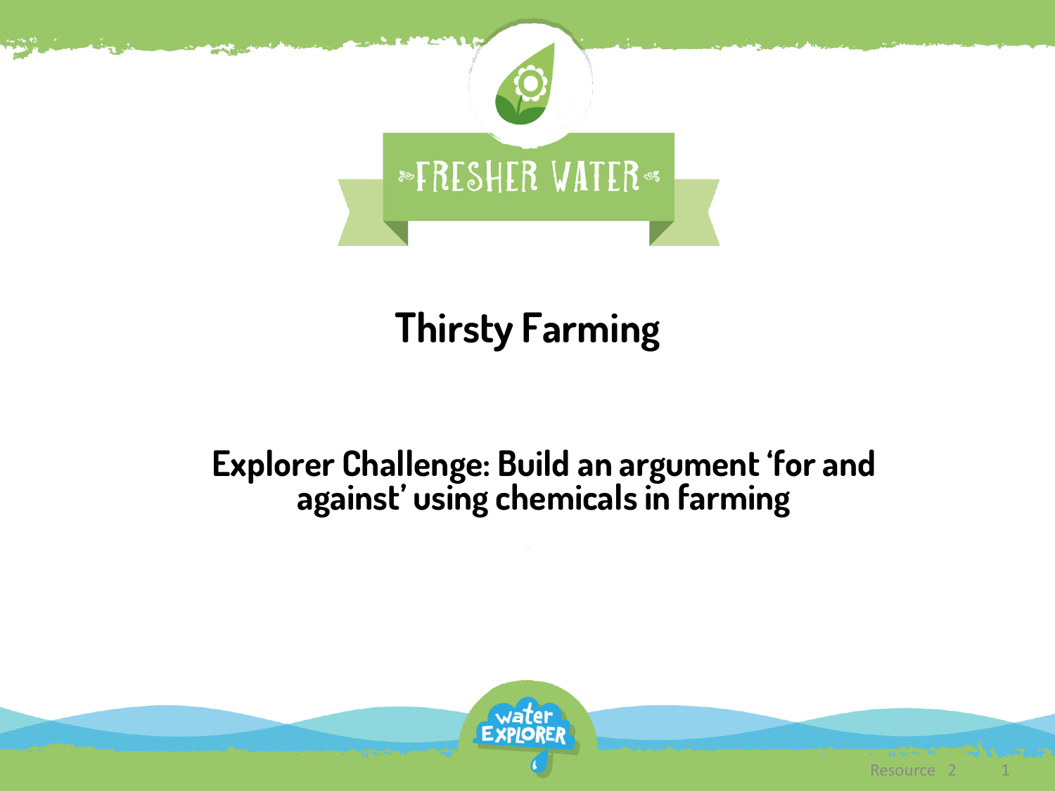# Thirsty Farming

## Explorer Challenge: Build an argument 'for and against' using chemicals in farming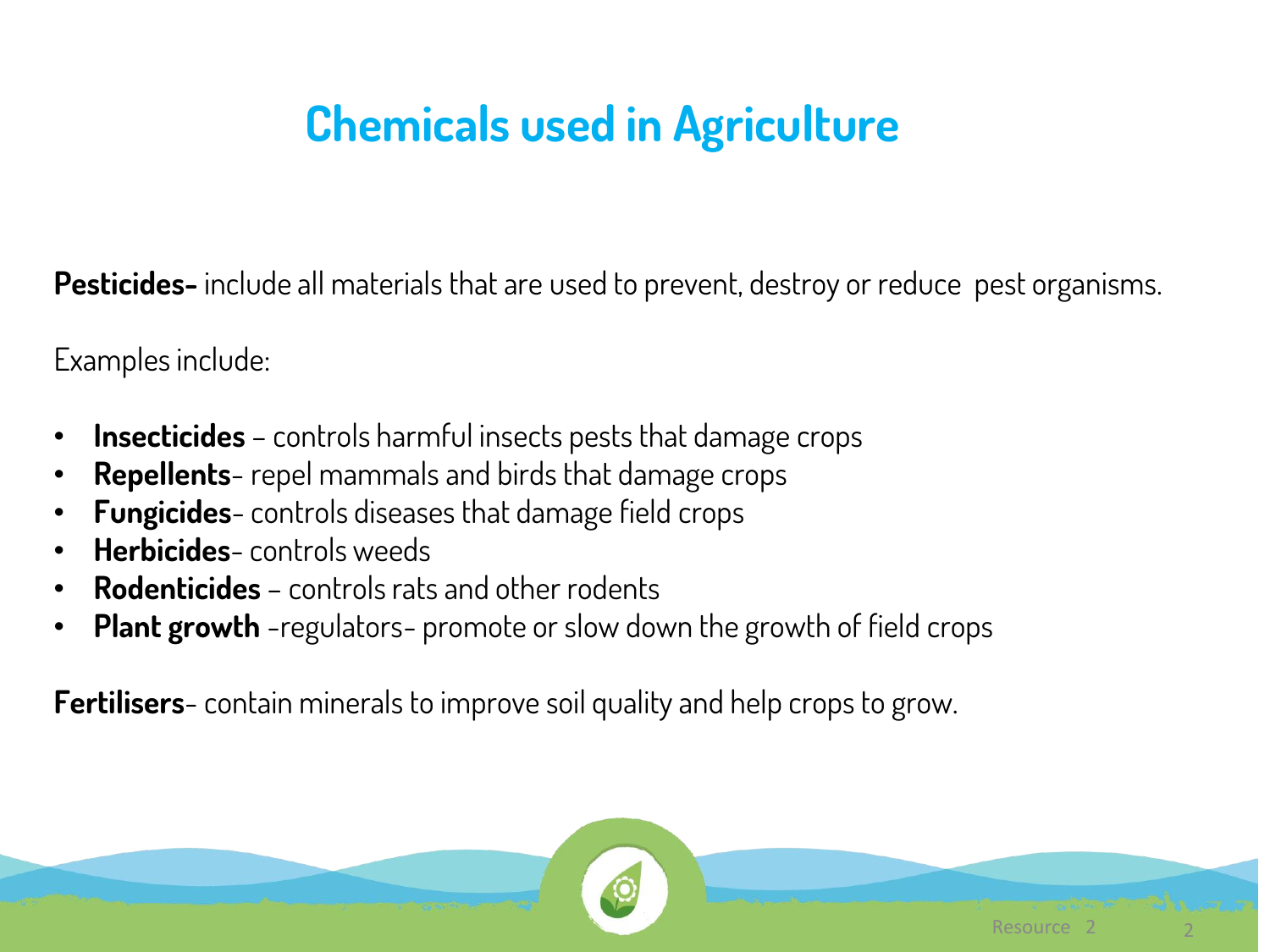# Chemicals used in Agriculture

**Pesticides-** include all materials that are used to prevent, destroy or reduce pest organisms.

Examples include:

- **Insecticides** – controls harmful insects pests that damage crops
- **Repellents**- repel mammals and birds that damage crops
- **Fungicides**- controls diseases that damage field crops
- **Herbicides**- controls weeds
- **Rodenticides** – controls rats and other rodents
- **Plant growth** -regulators- promote or slow down the growth of field crops

**Fertilisers**- contain minerals to improve soil quality and help crops to grow.

Resource 2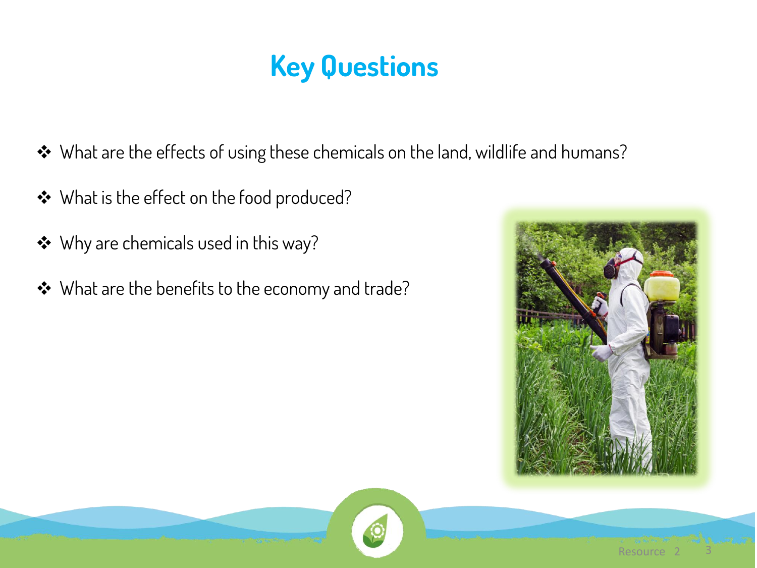# Key Questions

- What are the effects of using these chemicals on the land, wildlife and humans?
- What is the effect on the food produced?
- Why are chemicals used in this way?
- What are the benefits to the economy and trade?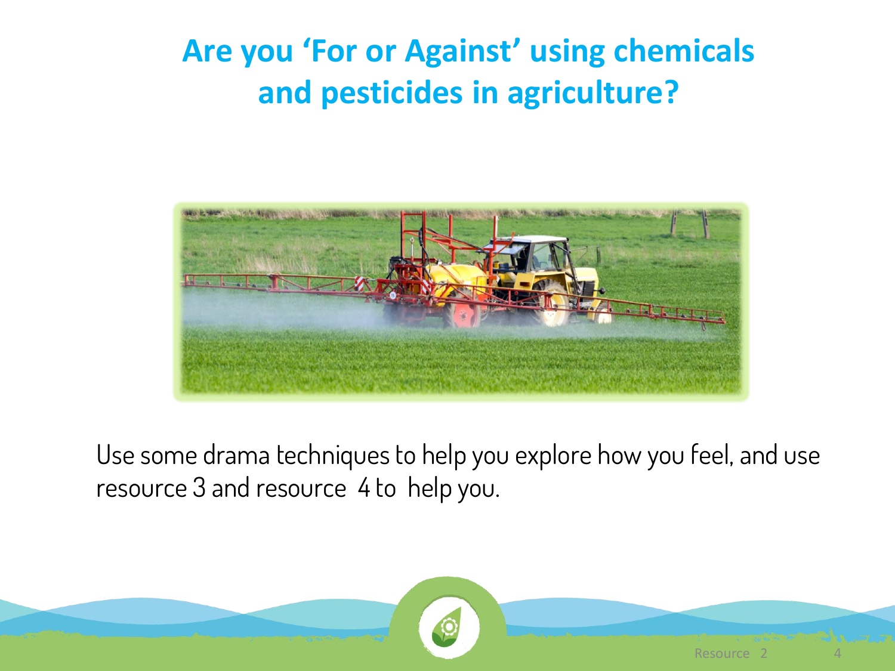# Are you 'For or Against' using chemicals and pesticides in agriculture?

Use some drama techniques to help you explore how you feel, and use resource 3 and resource 4 to help you.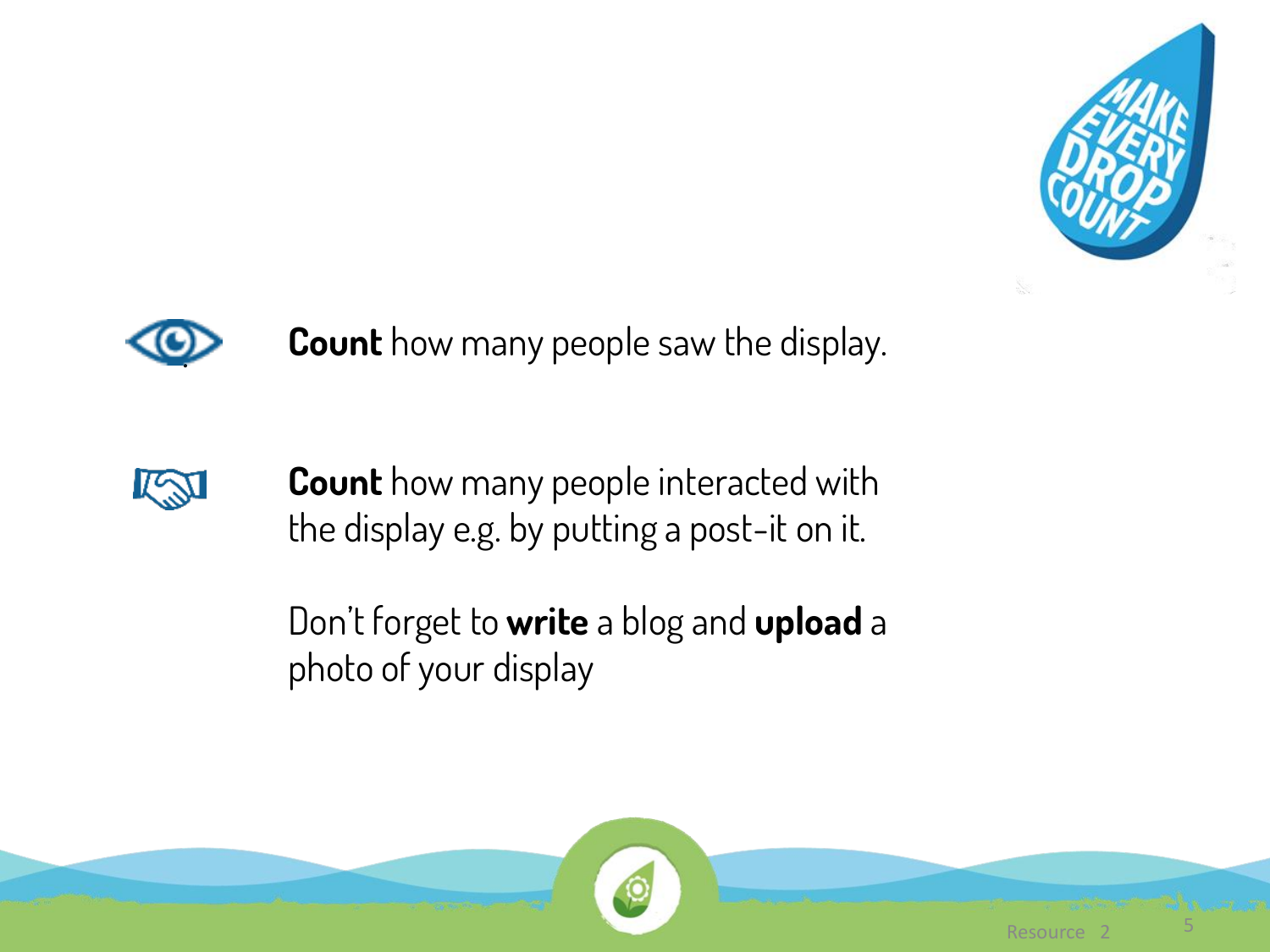**Count** how many people saw the display.

**Count** how many people interacted with the display e.g. by putting a post-it on it.

Don't forget to **write** a blog and **upload** a photo of your display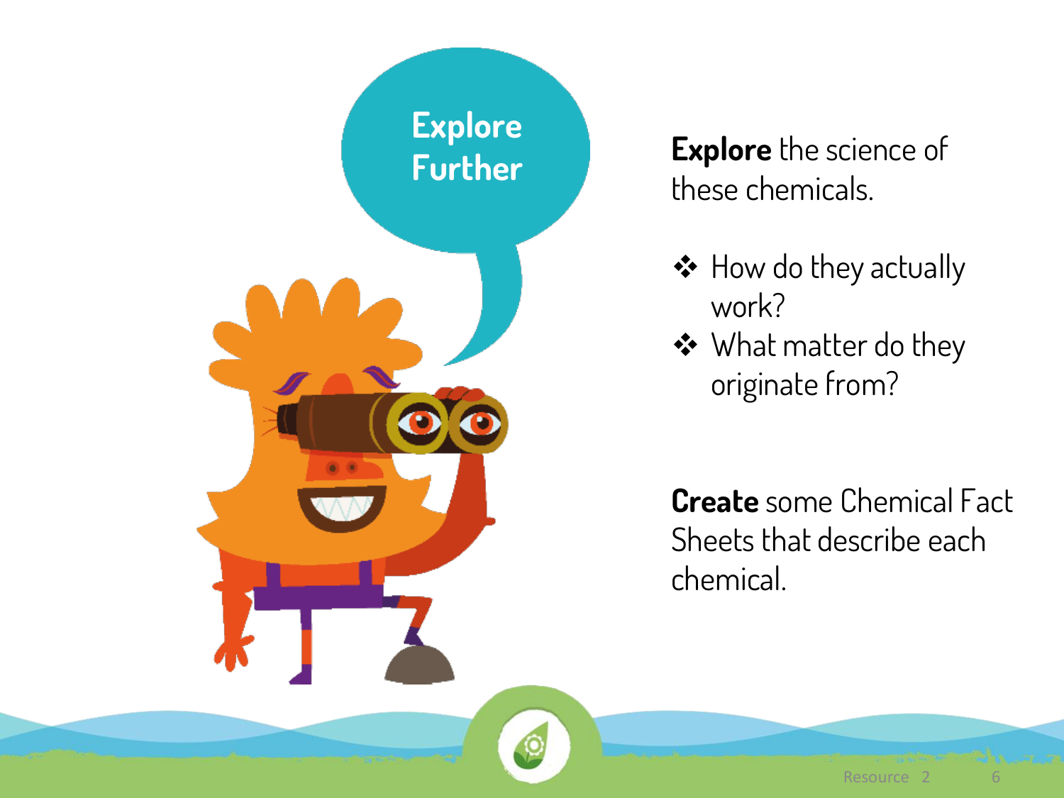Explore Further

**Explore** the science of these chemicals.

- How do they actually work?
- What matter do they originate from?

**Create** some Chemical Fact Sheets that describe each chemical.